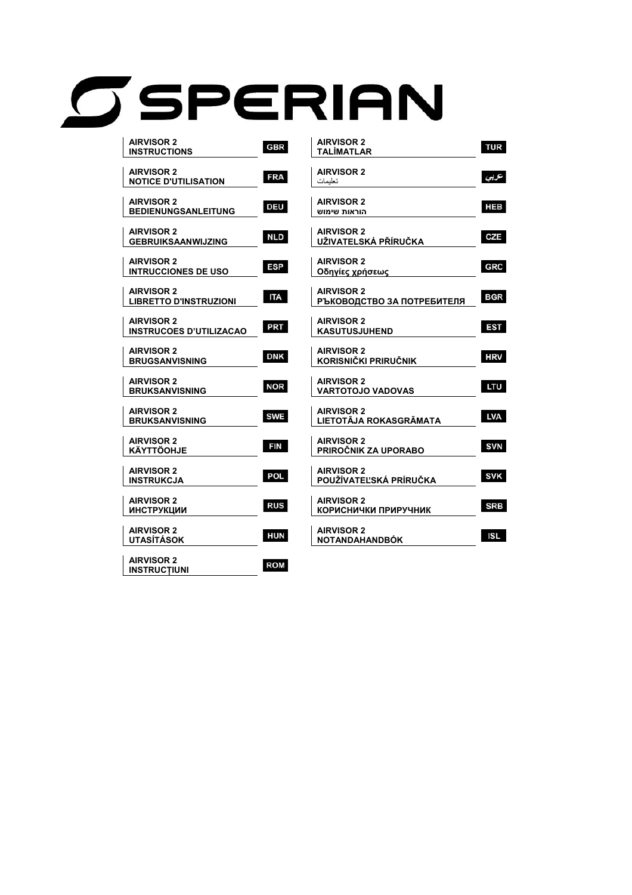# SPERIAN

| | |
|---|---|
| AIRVISOR 2 **INSTRUCTIONS** | GBR |
| AIRVISOR 2 **NOTICE D'UTILISATION** | FRA |
| AIRVISOR 2 **BEDIENUNGSANLEITUNG** | DEU |
| AIRVISOR 2 **GEBRUIKSAANWIJZING** | NLD |
| AIRVISOR 2 **INTRUCCIONES DE USO** | ESP |
| AIRVISOR 2 **LIBRETTO D'INSTRUZIONI** | ITA |
| AIRVISOR 2 **INSTRUCOES D'UTILIZACAO** | PRT |
| AIRVISOR 2 **BRUGSANVISNING** | DNK |
| AIRVISOR 2 **BRUKSANVISNING** | NOR |
| AIRVISOR 2 **BRUKSANVISNING** | SWE |
| AIRVISOR 2 **KÄYTTÖOHJE** | FIN |
| AIRVISOR 2 **INSTRUKCJA** | POL |
| AIRVISOR 2 **ИНСТРУКЦИИ** | RUS |
| AIRVISOR 2 **UTASÍTÁSOK** | HUN |
| AIRVISOR 2 **INSTRUCŢIUNI** | ROM |
| AIRVISOR 2 **TALİMATLAR** | TUR |
| AIRVISOR 2 تعليمات | عربي |
| AIRVISOR 2 **הוראות שימוש** | HEB |
| AIRVISOR 2 **UŽIVATELSKÁ PŘÍRUČKA** | CZE |
| AIRVISOR 2 **Οδηγίες χρήσεως** | GRC |
| AIRVISOR 2 **РЪКОВОДСТВО ЗА ПОТРЕБИТЕЛЯ** | BGR |
| AIRVISOR 2 **KASUTUSJUHEND** | EST |
| AIRVISOR 2 **KORISNIČKI PRIRUČNIK** | HRV |
| AIRVISOR 2 **VARTOTOJO VADOVAS** | LTU |
| AIRVISOR 2 **LIETOTĀJA ROKASGRĀMATA** | LVA |
| AIRVISOR 2 **PRIROČNIK ZA UPORABO** | SVN |
| AIRVISOR 2 **POUŽÍVATEĽSKÁ PRÍRUČKA** | SVK |
| AIRVISOR 2 **КОРИСНИЧКИ ПРИРУЧНИК** | SRB |
| AIRVISOR 2 **NOTANDAHANDBÓK** | ISL |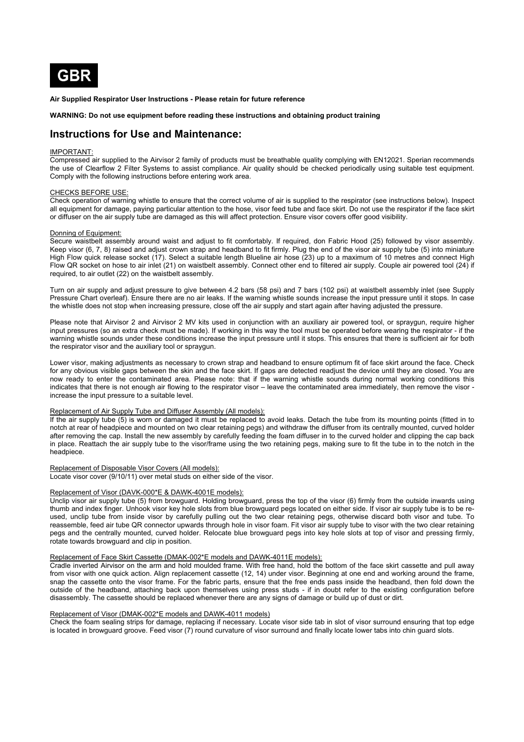# GBR

**Air Supplied Respirator User Instructions - Please retain for future reference**

**WARNING: Do not use equipment before reading these instructions and obtaining product training**

## Instructions for Use and Maintenance:

IMPORTANT:

Compressed air supplied to the Airvisor 2 family of products must be breathable quality complying with EN12021. Sperian recommends the use of Clearflow 2 Filter Systems to assist compliance. Air quality should be checked periodically using suitable test equipment. Comply with the following instructions before entering work area.

CHECKS BEFORE USE:

Check operation of warning whistle to ensure that the correct volume of air is supplied to the respirator (see instructions below). Inspect all equipment for damage, paying particular attention to the hose, visor feed tube and face skirt. Do not use the respirator if the face skirt or diffuser on the air supply tube are damaged as this will affect protection. Ensure visor covers offer good visibility.

Donning of Equipment:

Secure waistbelt assembly around waist and adjust to fit comfortably. If required, don Fabric Hood (25) followed by visor assembly. Keep visor (6, 7, 8) raised and adjust crown strap and headband to fit firmly. Plug the end of the visor air supply tube (5) into miniature High Flow quick release socket (17). Select a suitable length Blueline air hose (23) up to a maximum of 10 metres and connect High Flow QR socket on hose to air inlet (21) on waistbelt assembly. Connect other end to filtered air supply. Couple air powered tool (24) if required, to air outlet (22) on the waistbelt assembly.

Turn on air supply and adjust pressure to give between 4.2 bars (58 psi) and 7 bars (102 psi) at waistbelt assembly inlet (see Supply Pressure Chart overleaf). Ensure there are no air leaks. If the warning whistle sounds increase the input pressure until it stops. In case the whistle does not stop when increasing pressure, close off the air supply and start again after having adjusted the pressure.

Please note that Airvisor 2 and Airvisor 2 MV kits used in conjunction with an auxiliary air powered tool, or spraygun, require higher input pressures (so an extra check must be made). If working in this way the tool must be operated before wearing the respirator - if the warning whistle sounds under these conditions increase the input pressure until it stops. This ensures that there is sufficient air for both the respirator visor and the auxiliary tool or spraygun.

Lower visor, making adjustments as necessary to crown strap and headband to ensure optimum fit of face skirt around the face. Check for any obvious visible gaps between the skin and the face skirt. If gaps are detected readjust the device until they are closed. You are now ready to enter the contaminated area. Please note: that if the warning whistle sounds during normal working conditions this indicates that there is not enough air flowing to the respirator visor – leave the contaminated area immediately, then remove the visor - increase the input pressure to a suitable level.

Replacement of Air Supply Tube and Diffuser Assembly (All models):

If the air supply tube (5) is worn or damaged it must be replaced to avoid leaks. Detach the tube from its mounting points (fitted in to notch at rear of headpiece and mounted on two clear retaining pegs) and withdraw the diffuser from its centrally mounted, curved holder after removing the cap. Install the new assembly by carefully feeding the foam diffuser in to the curved holder and clipping the cap back in place. Reattach the air supply tube to the visor/frame using the two retaining pegs, making sure to fit the tube in to the notch in the headpiece.

Replacement of Disposable Visor Covers (All models):

Locate visor cover (9/10/11) over metal studs on either side of the visor.

Replacement of Visor (DAVK-000*E & DAWK-4001E models):

Unclip visor air supply tube (5) from browguard. Holding browguard, press the top of the visor (6) firmly from the outside inwards using thumb and index finger. Unhook visor key hole slots from blue browguard pegs located on either side. If visor air supply tube is to be re-used, unclip tube from inside visor by carefully pulling out the two clear retaining pegs, otherwise discard both visor and tube. To reassemble, feed air tube QR connector upwards through hole in visor foam. Fit visor air supply tube to visor with the two clear retaining pegs and the centrally mounted, curved holder. Relocate blue browguard pegs into key hole slots at top of visor and pressing firmly, rotate towards browguard and clip in position.

Replacement of Face Skirt Cassette (DMAK-002*E models and DAWK-4011E models):

Cradle inverted Airvisor on the arm and hold moulded frame. With free hand, hold the bottom of the face skirt cassette and pull away from visor with one quick action. Align replacement cassette (12, 14) under visor. Beginning at one end and working around the frame, snap the cassette onto the visor frame. For the fabric parts, ensure that the free ends pass inside the headband, then fold down the outside of the headband, attaching back upon themselves using press studs - if in doubt refer to the existing configuration before disassembly. The cassette should be replaced whenever there are any signs of damage or build up of dust or dirt.

Replacement of Visor (DMAK-002*E models and DAWK-4011 models)

Check the foam sealing strips for damage, replacing if necessary. Locate visor side tab in slot of visor surround ensuring that top edge is located in browguard groove. Feed visor (7) round curvature of visor surround and finally locate lower tabs into chin guard slots.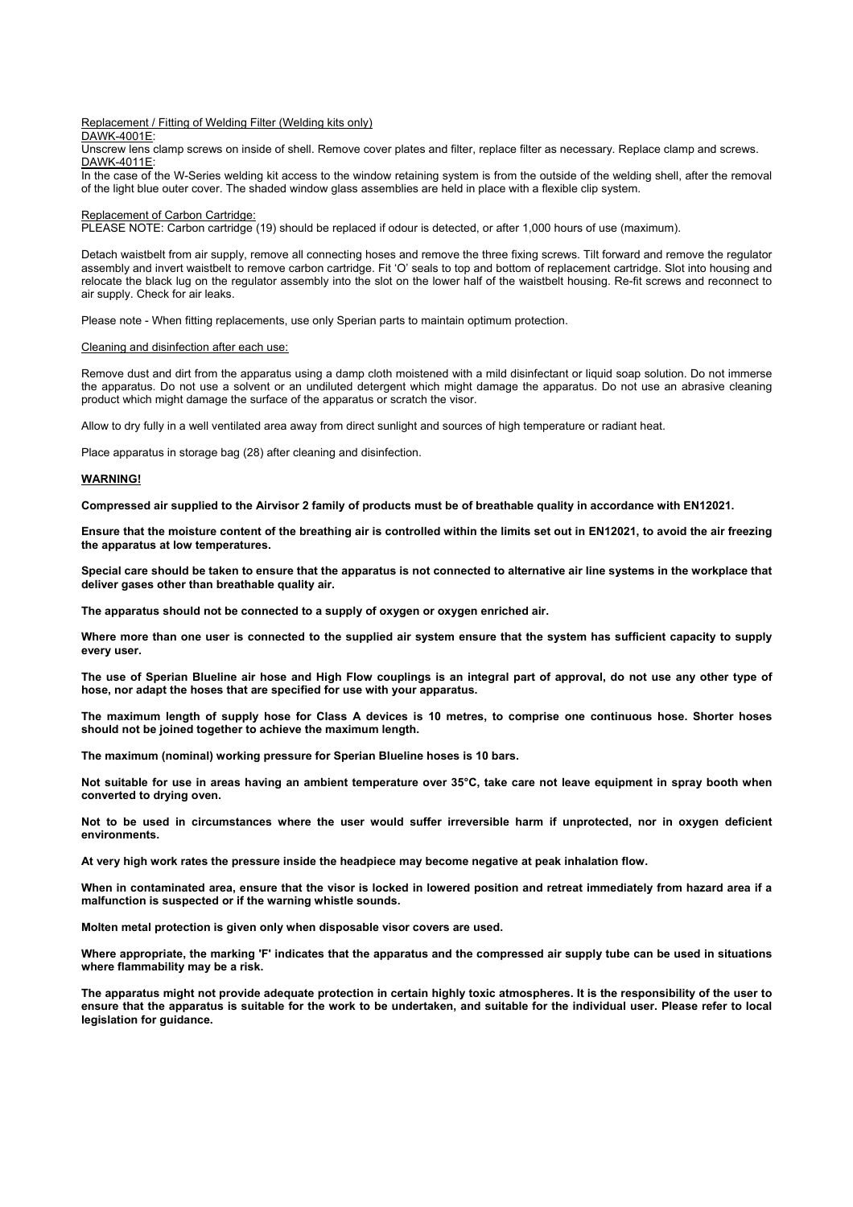Replacement / Fitting of Welding Filter (Welding kits only)

DAWK-4001E:

Unscrew lens clamp screws on inside of shell. Remove cover plates and filter, replace filter as necessary. Replace clamp and screws.

DAWK-4011E:

In the case of the W-Series welding kit access to the window retaining system is from the outside of the welding shell, after the removal of the light blue outer cover. The shaded window glass assemblies are held in place with a flexible clip system.

Replacement of Carbon Cartridge:

PLEASE NOTE: Carbon cartridge (19) should be replaced if odour is detected, or after 1,000 hours of use (maximum).

Detach waistbelt from air supply, remove all connecting hoses and remove the three fixing screws. Tilt forward and remove the regulator assembly and invert waistbelt to remove carbon cartridge. Fit 'O' seals to top and bottom of replacement cartridge. Slot into housing and relocate the black lug on the regulator assembly into the slot on the lower half of the waistbelt housing. Re-fit screws and reconnect to air supply. Check for air leaks.

Please note - When fitting replacements, use only Sperian parts to maintain optimum protection.

Cleaning and disinfection after each use:

Remove dust and dirt from the apparatus using a damp cloth moistened with a mild disinfectant or liquid soap solution. Do not immerse the apparatus. Do not use a solvent or an undiluted detergent which might damage the apparatus. Do not use an abrasive cleaning product which might damage the surface of the apparatus or scratch the visor.

Allow to dry fully in a well ventilated area away from direct sunlight and sources of high temperature or radiant heat.

Place apparatus in storage bag (28) after cleaning and disinfection.

**WARNING!**

**Compressed air supplied to the Airvisor 2 family of products must be of breathable quality in accordance with EN12021.**

**Ensure that the moisture content of the breathing air is controlled within the limits set out in EN12021, to avoid the air freezing the apparatus at low temperatures.**

**Special care should be taken to ensure that the apparatus is not connected to alternative air line systems in the workplace that deliver gases other than breathable quality air.**

**The apparatus should not be connected to a supply of oxygen or oxygen enriched air.**

**Where more than one user is connected to the supplied air system ensure that the system has sufficient capacity to supply every user.**

**The use of Sperian Blueline air hose and High Flow couplings is an integral part of approval, do not use any other type of hose, nor adapt the hoses that are specified for use with your apparatus.**

**The maximum length of supply hose for Class A devices is 10 metres, to comprise one continuous hose. Shorter hoses should not be joined together to achieve the maximum length.**

**The maximum (nominal) working pressure for Sperian Blueline hoses is 10 bars.**

**Not suitable for use in areas having an ambient temperature over 35°C, take care not leave equipment in spray booth when converted to drying oven.**

**Not to be used in circumstances where the user would suffer irreversible harm if unprotected, nor in oxygen deficient environments.**

**At very high work rates the pressure inside the headpiece may become negative at peak inhalation flow.**

**When in contaminated area, ensure that the visor is locked in lowered position and retreat immediately from hazard area if a malfunction is suspected or if the warning whistle sounds.**

**Molten metal protection is given only when disposable visor covers are used.**

**Where appropriate, the marking 'F' indicates that the apparatus and the compressed air supply tube can be used in situations where flammability may be a risk.**

**The apparatus might not provide adequate protection in certain highly toxic atmospheres. It is the responsibility of the user to ensure that the apparatus is suitable for the work to be undertaken, and suitable for the individual user. Please refer to local legislation for guidance.**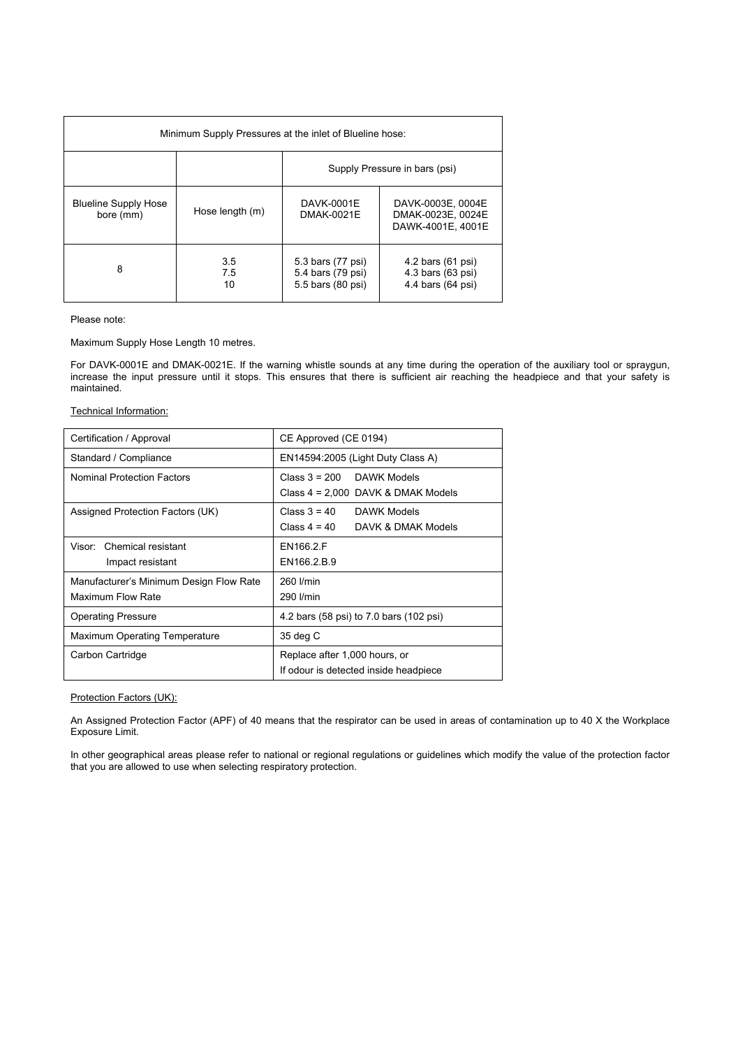| Minimum Supply Pressures at the inlet of Blueline hose: | | | |
|---|---|---|---|
| | | Supply Pressure in bars (psi) | |
| Blueline Supply Hose bore (mm) | Hose length (m) | DAVK-0001E<br>DMAK-0021E | DAVK-0003E, 0004E<br>DMAK-0023E, 0024E<br>DAWK-4001E, 4001E |
| 8 | 3.5<br>7.5<br>10 | 5.3 bars (77 psi)<br>5.4 bars (79 psi)<br>5.5 bars (80 psi) | 4.2 bars (61 psi)<br>4.3 bars (63 psi)<br>4.4 bars (64 psi) |

Please note:

Maximum Supply Hose Length 10 metres.

For DAVK-0001E and DMAK-0021E. If the warning whistle sounds at any time during the operation of the auxiliary tool or spraygun, increase the input pressure until it stops. This ensures that there is sufficient air reaching the headpiece and that your safety is maintained.

Technical Information:

| | |
|---|---|
| Certification / Approval | CE Approved (CE 0194) |
| Standard / Compliance | EN14594:2005 (Light Duty Class A) |
| Nominal Protection Factors | Class 3 = 200 DAWK Models<br>Class 4 = 2,000 DAVK & DMAK Models |
| Assigned Protection Factors (UK) | Class 3 = 40 DAWK Models<br>Class 4 = 40 DAVK & DMAK Models |
| Visor: Chemical resistant<br>Impact resistant | EN166.2.F<br>EN166.2.B.9 |
| Manufacturer's Minimum Design Flow Rate<br>Maximum Flow Rate | 260 l/min<br>290 l/min |
| Operating Pressure | 4.2 bars (58 psi) to 7.0 bars (102 psi) |
| Maximum Operating Temperature | 35 deg C |
| Carbon Cartridge | Replace after 1,000 hours, or<br>If odour is detected inside headpiece |

Protection Factors (UK):

An Assigned Protection Factor (APF) of 40 means that the respirator can be used in areas of contamination up to 40 X the Workplace Exposure Limit.

In other geographical areas please refer to national or regional regulations or guidelines which modify the value of the protection factor that you are allowed to use when selecting respiratory protection.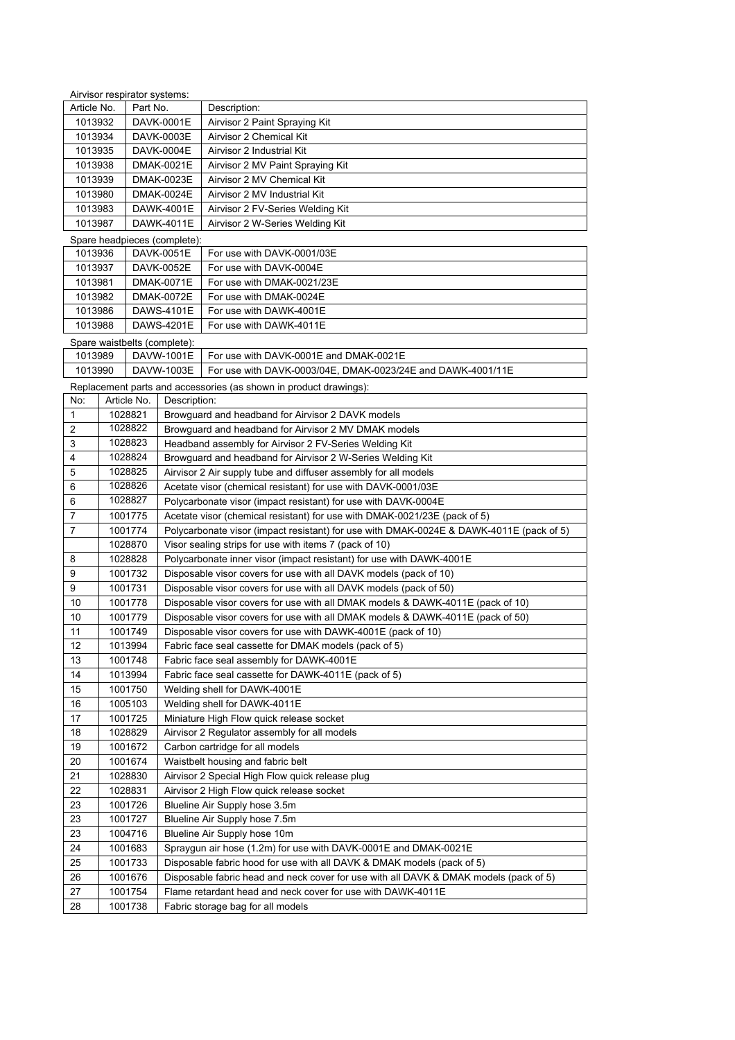Airvisor respirator systems:

| Article No. | Part No. | Description: |
|---|---|---|
| 1013932 | DAVK-0001E | Airvisor 2 Paint Spraying Kit |
| 1013934 | DAVK-0003E | Airvisor 2 Chemical Kit |
| 1013935 | DAVK-0004E | Airvisor 2 Industrial Kit |
| 1013938 | DMAK-0021E | Airvisor 2 MV Paint Spraying Kit |
| 1013939 | DMAK-0023E | Airvisor 2 MV Chemical Kit |
| 1013980 | DMAK-0024E | Airvisor 2 MV Industrial Kit |
| 1013983 | DAWK-4001E | Airvisor 2 FV-Series Welding Kit |
| 1013987 | DAWK-4011E | Airvisor 2 W-Series Welding Kit |

Spare headpieces (complete):

| Article No. | Part No. | Description: |
|---|---|---|
| 1013936 | DAVK-0051E | For use with DAVK-0001/03E |
| 1013937 | DAVK-0052E | For use with DAVK-0004E |
| 1013981 | DMAK-0071E | For use with DMAK-0021/23E |
| 1013982 | DMAK-0072E | For use with DMAK-0024E |
| 1013986 | DAWS-4101E | For use with DAWK-4001E |
| 1013988 | DAWS-4201E | For use with DAWK-4011E |

Spare waistbelts (complete):

| Article No. | Part No. | Description: |
|---|---|---|
| 1013989 | DAVW-1001E | For use with DAVK-0001E and DMAK-0021E |
| 1013990 | DAVW-1003E | For use with DAVK-0003/04E, DMAK-0023/24E and DAWK-4001/11E |

Replacement parts and accessories (as shown in product drawings):

| No: | Article No. | Description: |
|---|---|---|
| 1 | 1028821 | Browguard and headband for Airvisor 2 DAVK models |
| 2 | 1028822 | Browguard and headband for Airvisor 2 MV DMAK models |
| 3 | 1028823 | Headband assembly for Airvisor 2 FV-Series Welding Kit |
| 4 | 1028824 | Browguard and headband for Airvisor 2 W-Series Welding Kit |
| 5 | 1028825 | Airvisor 2 Air supply tube and diffuser assembly for all models |
| 6 | 1028826 | Acetate visor (chemical resistant) for use with DAVK-0001/03E |
| 6 | 1028827 | Polycarbonate visor (impact resistant) for use with DAVK-0004E |
| 7 | 1001775 | Acetate visor (chemical resistant) for use with DMAK-0021/23E (pack of 5) |
| 7 | 1001774 | Polycarbonate visor (impact resistant) for use with DMAK-0024E & DAWK-4011E (pack of 5) |
| | 1028870 | Visor sealing strips for use with items 7 (pack of 10) |
| 8 | 1028828 | Polycarbonate inner visor (impact resistant) for use with DAWK-4001E |
| 9 | 1001732 | Disposable visor covers for use with all DAVK models (pack of 10) |
| 9 | 1001731 | Disposable visor covers for use with all DAVK models (pack of 50) |
| 10 | 1001778 | Disposable visor covers for use with all DMAK models & DAWK-4011E (pack of 10) |
| 10 | 1001779 | Disposable visor covers for use with all DMAK models & DAWK-4011E (pack of 50) |
| 11 | 1001749 | Disposable visor covers for use with DAWK-4001E (pack of 10) |
| 12 | 1013994 | Fabric face seal cassette for DMAK models (pack of 5) |
| 13 | 1001748 | Fabric face seal assembly for DAWK-4001E |
| 14 | 1013994 | Fabric face seal cassette for DAWK-4011E (pack of 5) |
| 15 | 1001750 | Welding shell for DAWK-4001E |
| 16 | 1005103 | Welding shell for DAWK-4011E |
| 17 | 1001725 | Miniature High Flow quick release socket |
| 18 | 1028829 | Airvisor 2 Regulator assembly for all models |
| 19 | 1001672 | Carbon cartridge for all models |
| 20 | 1001674 | Waistbelt housing and fabric belt |
| 21 | 1028830 | Airvisor 2 Special High Flow quick release plug |
| 22 | 1028831 | Airvisor 2 High Flow quick release socket |
| 23 | 1001726 | Blueline Air Supply hose 3.5m |
| 23 | 1001727 | Blueline Air Supply hose 7.5m |
| 23 | 1004716 | Blueline Air Supply hose 10m |
| 24 | 1001683 | Spraygun air hose (1.2m) for use with DAVK-0001E and DMAK-0021E |
| 25 | 1001733 | Disposable fabric hood for use with all DAVK & DMAK models (pack of 5) |
| 26 | 1001676 | Disposable fabric head and neck cover for use with all DAVK & DMAK models (pack of 5) |
| 27 | 1001754 | Flame retardant head and neck cover for use with DAWK-4011E |
| 28 | 1001738 | Fabric storage bag for all models |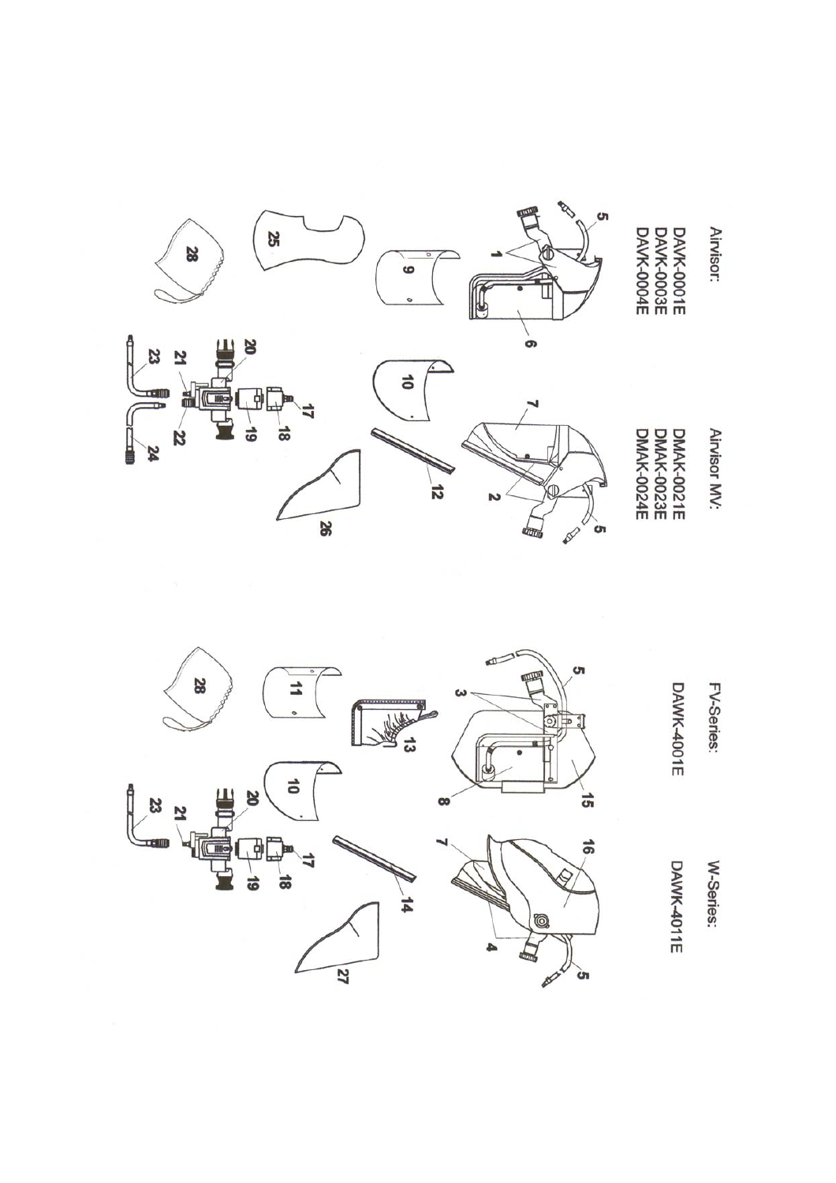Airvisor:

DAVK-0001E
DAVK-0003E
DAVK-0004E

Airvisor MV:

DMAK-0021E
DMAK-0023E
DMAK-0024E

FV-Series:

DAWK-4001E

W-Series:

DAWK-4011E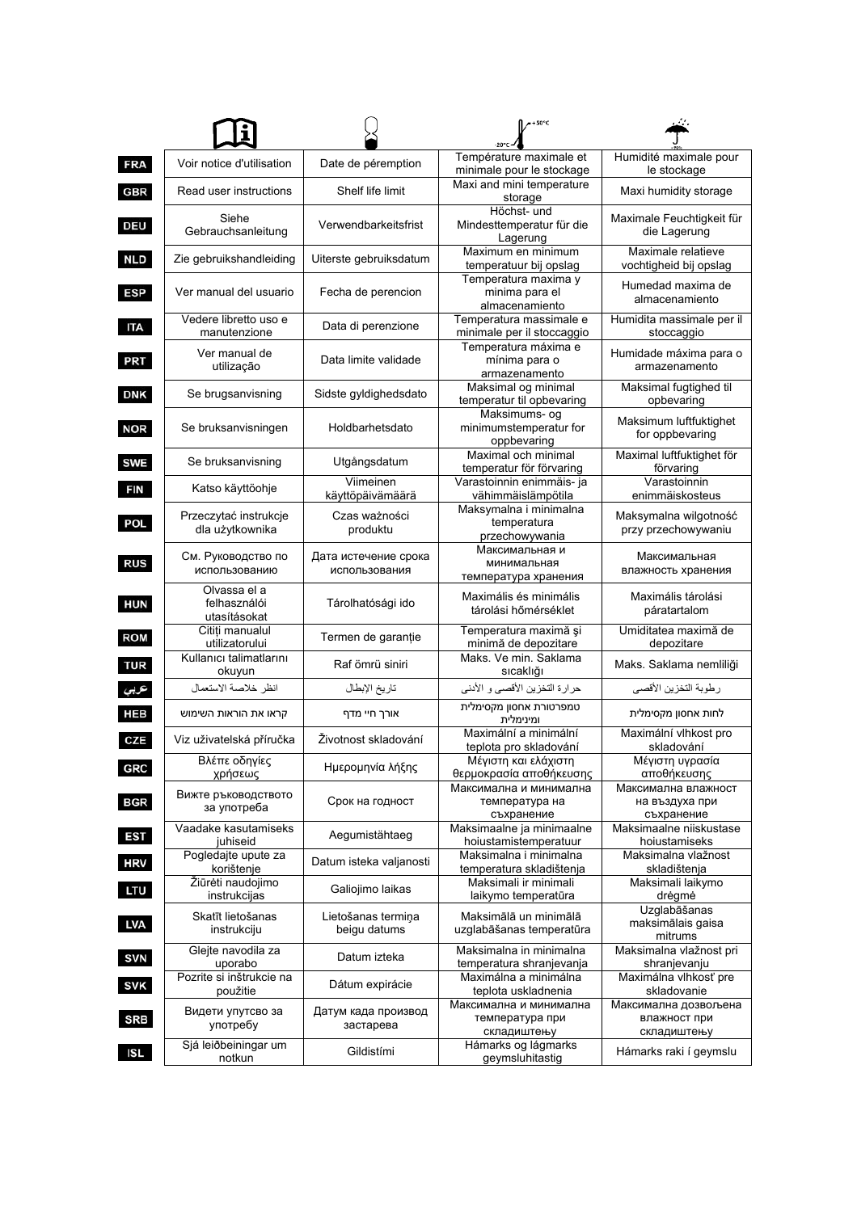| | | -20°C / +50°C | 90% |
|---|---|---|---|
| FRA | Voir notice d'utilisation | Date de péremption | Température maximale et minimale pour le stockage | Humidité maximale pour le stockage |
| GBR | Read user instructions | Shelf life limit | Maxi and mini temperature storage | Maxi humidity storage |
| DEU | Siehe Gebrauchsanleitung | Verwendbarkeitsfrist | Höchst- und Mindesttemperatur für die Lagerung | Maximale Feuchtigkeit für die Lagerung |
| NLD | Zie gebruikshandleiding | Uiterste gebruiksdatum | Maximum en minimum temperatuur bij opslag | Maximale relatieve vochtigheid bij opslag |
| ESP | Ver manual del usuario | Fecha de perencion | Temperatura maxima y minima para el almacenamiento | Humedad maxima de almacenamiento |
| ITA | Vedere libretto uso e manutenzione | Data di perenzione | Temperatura massimale e minimale per il stoccaggio | Humidita massimale per il stoccaggio |
| PRT | Ver manual de utilização | Data limite validade | Temperatura máxima e mínima para o armazenamento | Humidade máxima para o armazenamento |
| DNK | Se brugsanvisning | Sidste gyldighedsdato | Maksimal og minimal temperatur til opbevaring | Maksimal fugtighed til opbevaring |
| NOR | Se bruksanvisningen | Holdbarhetsdato | Maksimums- og minimumstemperatur for oppbevaring | Maksimum luftfuktighet for oppbevaring |
| SWE | Se bruksanvisning | Utgångsdatum | Maximal och minimal temperatur för förvaring | Maximal luftfuktighet för förvaring |
| FIN | Katso käyttöohje | Viimeinen käyttöpäivämäärä | Varastoinnin enimmäis- ja vähimmäislämpötila | Varastoinnin enimmäiskosteus |
| POL | Przeczytać instrukcje dla użytkownika | Czas ważności produktu | Maksymalna i minimalna temperatura przechowywania | Maksymalna wilgotność przy przechowywaniu |
| RUS | См. Руководство по использованию | Дата истечение срока использования | Максимальная и минимальная температура хранения | Максимальная влажность хранения |
| HUN | Olvassa el a felhasználói utasításokat | Tárolhatósági ido | Maximális és minimális tárolási hőmérséklet | Maximális tárolási páratartalom |
| ROM | Citiți manualul utilizatorului | Termen de garanție | Temperatura maximă şi minimă de depozitare | Umiditatea maximă de depozitare |
| TUR | Kullanıcı talimatlarını okuyun | Raf ömrü siniri | Maks. Ve min. Saklama sıcaklığı | Maks. Saklama nemliliği |
| عربي | انظر خلاصة الاستعمال | تاريخ الإبطال | حرارة التخزين الأقصى و الأدنى | رطوبة التخزين الأقصى |
| HEB | קראו את הוראות השימוש | אורך חיי מדף | טמפרטורת אחסון מקסימלית ומינימלית | לחות אחסון מקסימלית |
| CZE | Viz uživatelská příručka | Životnost skladování | Maximální a minimální teplota pro skladování | Maximální vlhkost pro skladování |
| GRC | Βλέπε οδηγίες χρήσεως | Ημερομηνία λήξης | Μέγιστη και ελάχιστη θερμοκρασία αποθήκευσης | Μέγιστη υγρασία αποθήκευσης |
| BGR | Вижте ръководството за употреба | Срок на годност | Максимална и минимална температура на съхранение | Максимална влажност на въздуха при съхранение |
| EST | Vaadake kasutamiseks juhiseid | Aegumistähtaeg | Maksimaalne ja minimaalne hoiustamistemperatuur | Maksimaalne niiskustase hoiustamiseks |
| HRV | Pogledajte upute za korištenje | Datum isteka valjanosti | Maksimalna i minimalna temperatura skladištenja | Maksimalna vlažnost skladištenja |
| LTU | Žiūrėti naudojimo instrukcijas | Galiojimo laikas | Maksimali ir minimali laikymo temperatūra | Maksimali laikymo drėgmė |
| LVA | Skatīt lietošanas instrukciju | Lietošanas termiņa beigu datums | Maksimālā un minimālā uzglabāšanas temperatūra | Uzglabāšanas maksimālais gaisa mitrums |
| SVN | Glejte navodila za uporabo | Datum izteka | Maksimalna in minimalna temperatura shranjevanja | Maksimalna vlažnost pri shranjevanju |
| SVK | Pozrite si inštrukcie na použitie | Dátum expirácie | Maximálna a minimálna teplota uskladnenia | Maximálna vlhkosť pre skladovanie |
| SRB | Видети упутсво за употребу | Датум када производ застарева | Максимална и минимална температура при складиштењу | Максимална дозвољена влажност при складиштењу |
| ISL | Sjá leiðbeiningar um notkun | Gildistími | Hámarks og lágmarks geymsluhitastig | Hámarks raki í geymslu |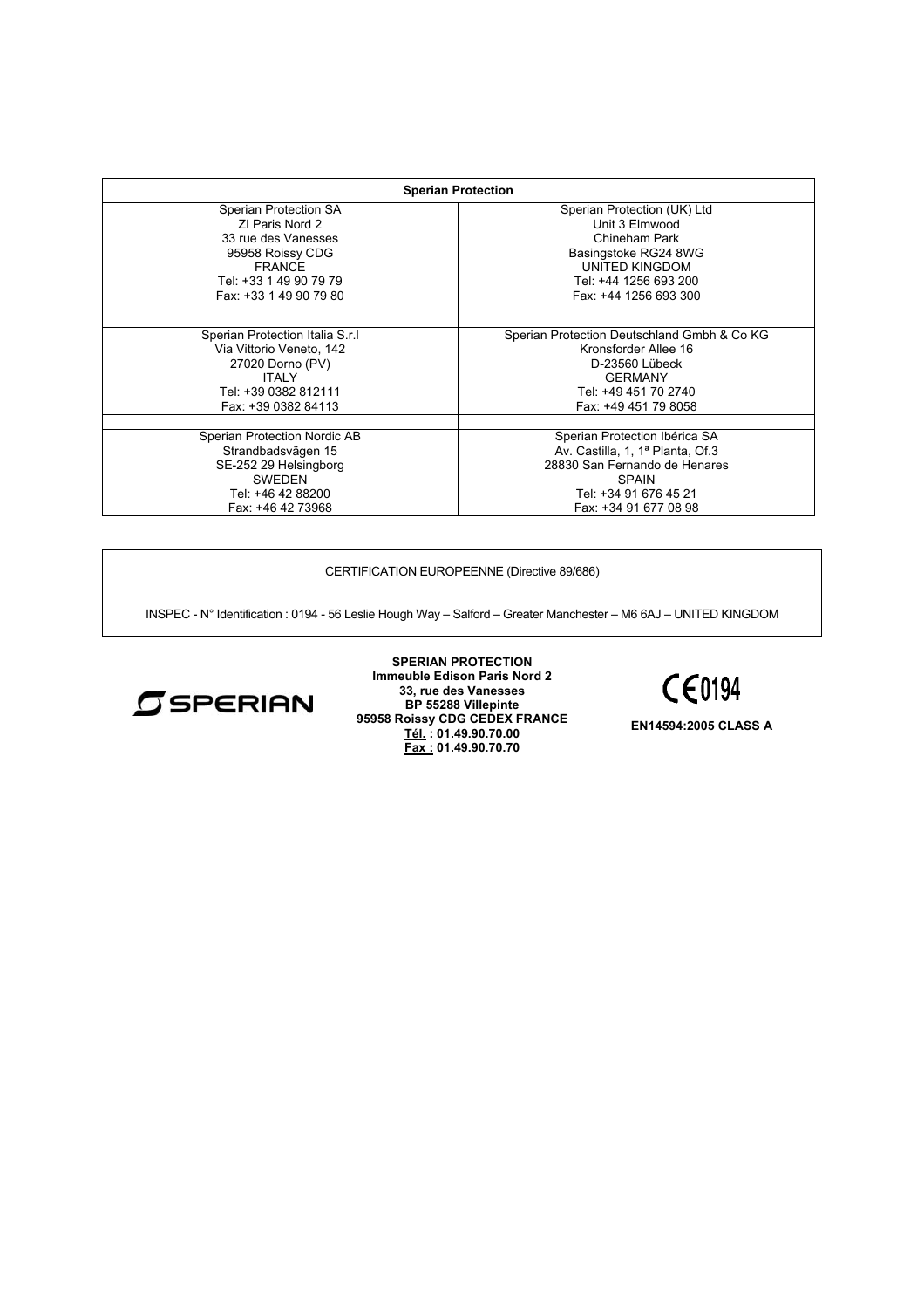| Sperian Protection | |
|---|---|
| Sperian Protection SA<br>ZI Paris Nord 2<br>33 rue des Vanesses<br>95958 Roissy CDG<br>FRANCE<br>Tel: +33 1 49 90 79 79<br>Fax: +33 1 49 90 79 80 | Sperian Protection (UK) Ltd<br>Unit 3 Elmwood<br>Chineham Park<br>Basingstoke RG24 8WG<br>UNITED KINGDOM<br>Tel: +44 1256 693 200<br>Fax: +44 1256 693 300 |
| | |
| Sperian Protection Italia S.r.l<br>Via Vittorio Veneto, 142<br>27020 Dorno (PV)<br>ITALY<br>Tel: +39 0382 812111<br>Fax: +39 0382 84113 | Sperian Protection Deutschland Gmbh & Co KG<br>Kronsforder Allee 16<br>D-23560 Lübeck<br>GERMANY<br>Tel: +49 451 70 2740<br>Fax: +49 451 79 8058 |
| | |
| Sperian Protection Nordic AB<br>Strandbadsvägen 15<br>SE-252 29 Helsingborg<br>SWEDEN<br>Tel: +46 42 88200<br>Fax: +46 42 73968 | Sperian Protection Ibérica SA<br>Av. Castilla, 1, 1ª Planta, Of.3<br>28830 San Fernando de Henares<br>SPAIN<br>Tel: +34 91 676 45 21<br>Fax: +34 91 677 08 98 |

CERTIFICATION EUROPEENNE (Directive 89/686)

INSPEC - N° Identification : 0194 - 56 Leslie Hough Way – Salford – Greater Manchester – M6 6AJ – UNITED KINGDOM

SPERIAN

**SPERIAN PROTECTION**
**Immeuble Edison Paris Nord 2**
**33, rue des Vanesses**
**BP 55288 Villepinte**
**95958 Roissy CDG CEDEX FRANCE**
**Tél. : 01.49.90.70.00**
**Fax : 01.49.90.70.70**

CE 0194

**EN14594:2005 CLASS A**